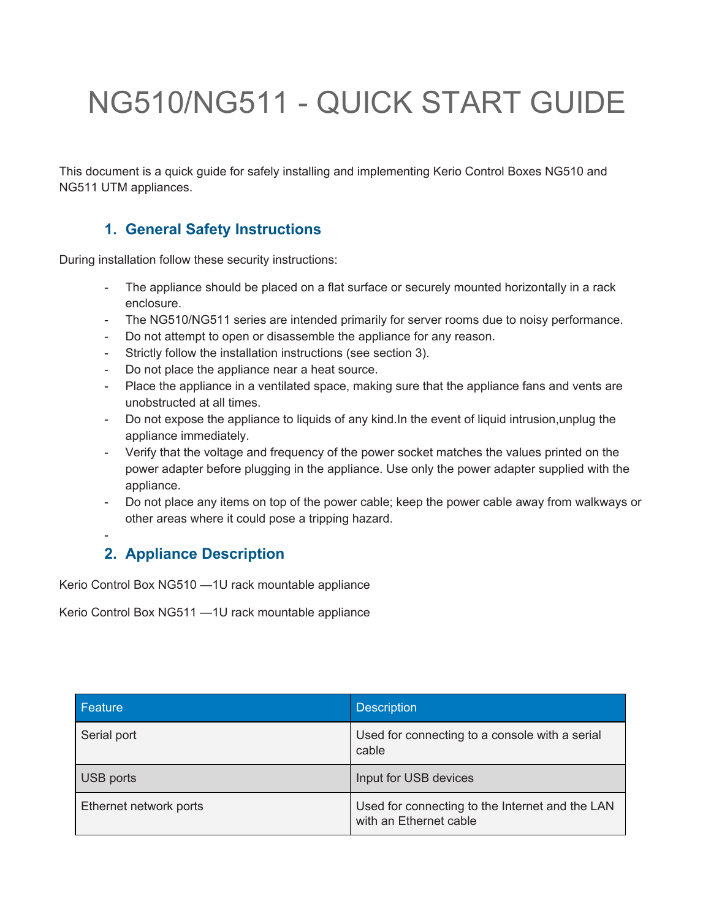# NG510/NG511 - QUICK START GUIDE

This document is a quick guide for safely installing and implementing Kerio Control Boxes NG510 and NG511 UTM appliances.

## 1. General Safety Instructions

During installation follow these security instructions:

- The appliance should be placed on a flat surface or securely mounted horizontally in a rack enclosure.
- The NG510/NG511 series are intended primarily for server rooms due to noisy performance.
- Do not attempt to open or disassemble the appliance for any reason.
- Strictly follow the installation instructions (see section 3).
- Do not place the appliance near a heat source.
- Place the appliance in a ventilated space, making sure that the appliance fans and vents are unobstructed at all times.
- Do not expose the appliance to liquids of any kind.In the event of liquid intrusion,unplug the appliance immediately.
- Verify that the voltage and frequency of the power socket matches the values printed on the power adapter before plugging in the appliance. Use only the power adapter supplied with the appliance.
- Do not place any items on top of the power cable; keep the power cable away from walkways or other areas where it could pose a tripping hazard.
-

## 2. Appliance Description

Kerio Control Box NG510 —1U rack mountable appliance

Kerio Control Box NG511 —1U rack mountable appliance

| Feature | Description |
| --- | --- |
| Serial port | Used for connecting to a console with a serial cable |
| USB ports | Input for USB devices |
| Ethernet network ports | Used for connecting to the Internet and the LAN with an Ethernet cable |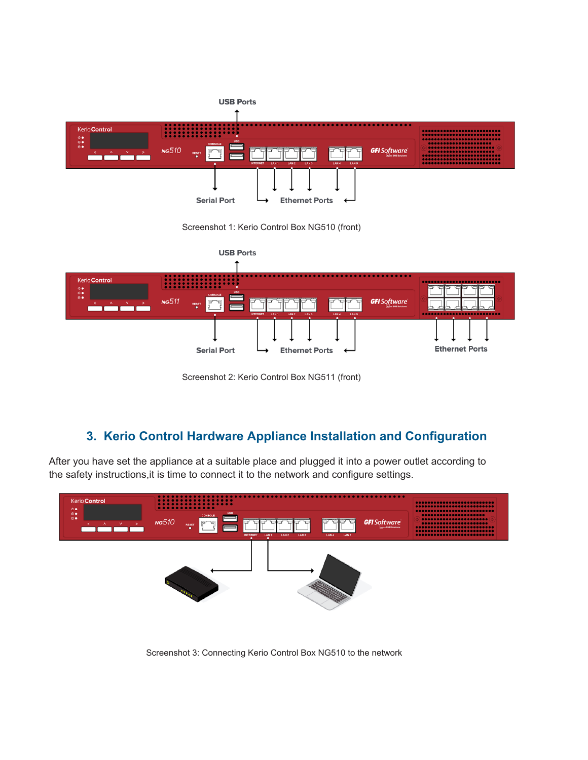Screenshot 1: Kerio Control Box NG510 (front)

Screenshot 2: Kerio Control Box NG511 (front)

## 3. Kerio Control Hardware Appliance Installation and Configuration

After you have set the appliance at a suitable place and plugged it into a power outlet according to the safety instructions,it is time to connect it to the network and configure settings.

Screenshot 3: Connecting Kerio Control Box NG510 to the network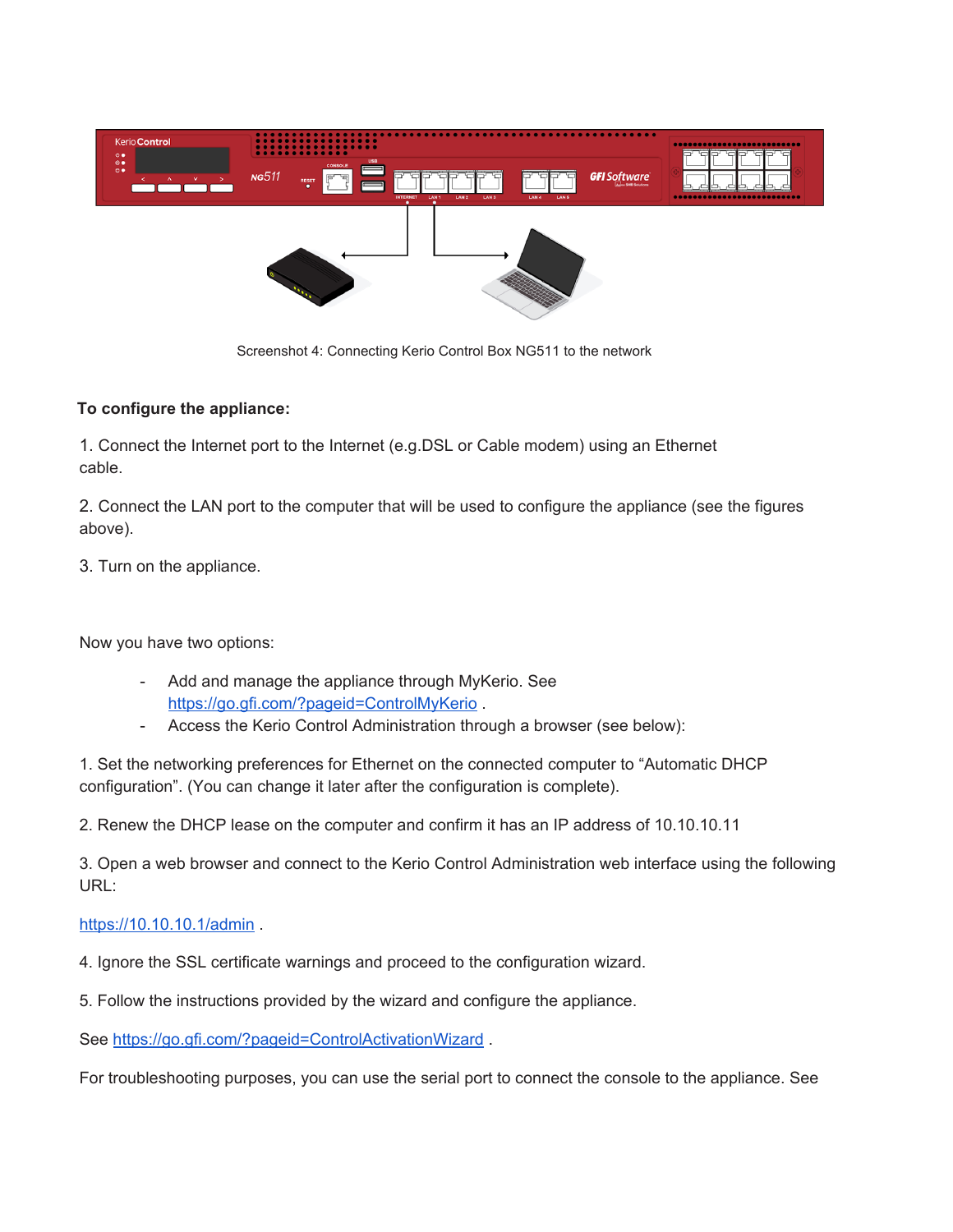Screenshot 4: Connecting Kerio Control Box NG511 to the network

**To configure the appliance:**

1. Connect the Internet port to the Internet (e.g.DSL or Cable modem) using an Ethernet cable.

2. Connect the LAN port to the computer that will be used to configure the appliance (see the figures above).

3. Turn on the appliance.

Now you have two options:

- Add and manage the appliance through MyKerio. See [https://go.gfi.com/?pageid=ControlMyKerio](https://go.gfi.com/?pageid=ControlMyKerio) .
- Access the Kerio Control Administration through a browser (see below):

1. Set the networking preferences for Ethernet on the connected computer to "Automatic DHCP configuration". (You can change it later after the configuration is complete).

2. Renew the DHCP lease on the computer and confirm it has an IP address of 10.10.10.11

3. Open a web browser and connect to the Kerio Control Administration web interface using the following URL:

[https://10.10.10.1/admin](https://10.10.10.1/admin) .

4. Ignore the SSL certificate warnings and proceed to the configuration wizard.

5. Follow the instructions provided by the wizard and configure the appliance.

See [https://go.gfi.com/?pageid=ControlActivationWizard](https://go.gfi.com/?pageid=ControlActivationWizard) .

For troubleshooting purposes, you can use the serial port to connect the console to the appliance. See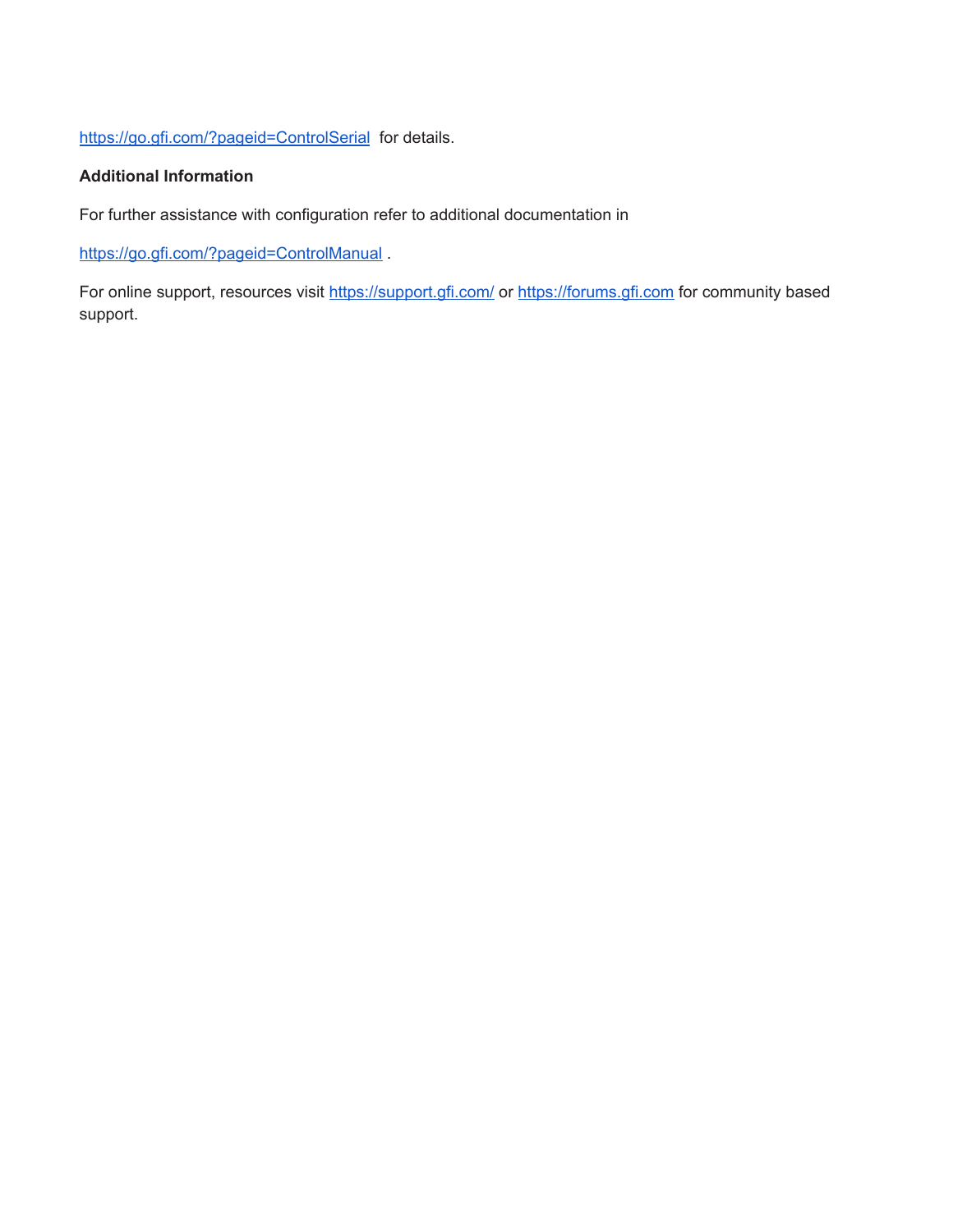https://go.gfi.com/?pageid=ControlSerial for details.

**Additional Information**

For further assistance with configuration refer to additional documentation in

https://go.gfi.com/?pageid=ControlManual .

For online support, resources visit https://support.gfi.com/ or https://forums.gfi.com for community based support.